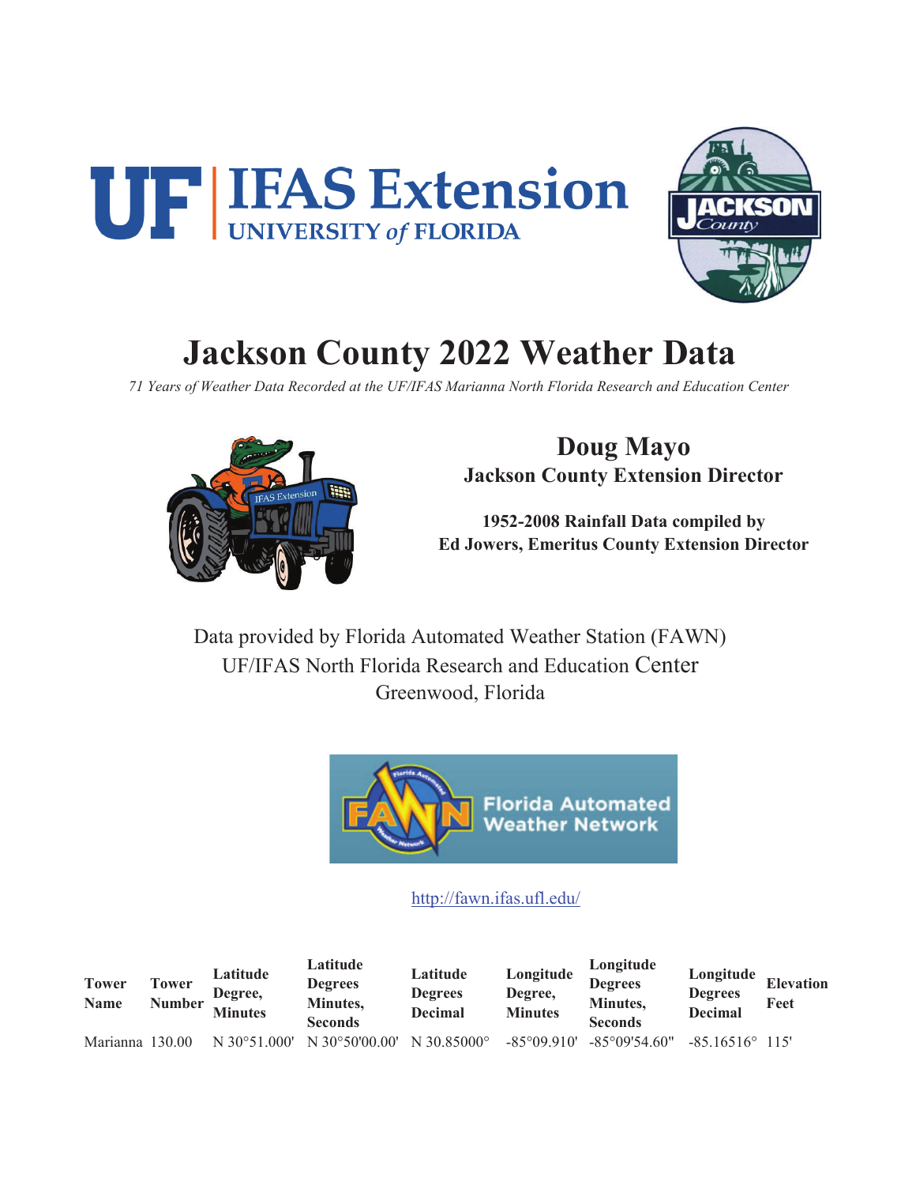UF | IFAS Extension
UNIVERSITY of FLORIDA

# Jackson County 2022 Weather Data

*71 Years of Weather Data Recorded at the UF/IFAS Marianna North Florida Research and Education Center*

## Doug Mayo
**Jackson County Extension Director**

**1952-2008 Rainfall Data compiled by**
**Ed Jowers, Emeritus County Extension Director**

Data provided by Florida Automated Weather Station (FAWN)
UF/IFAS North Florida Research and Education Center
Greenwood, Florida

Florida Automated Weather Network

http://fawn.ifas.ufl.edu/

| Tower Name | Tower Number | Latitude Degree, Minutes | Latitude Degrees Minutes, Seconds | Latitude Degrees Decimal | Longitude Degree, Minutes | Longitude Degrees Minutes, Seconds | Longitude Degrees Decimal | Elevation Feet |
|---|---|---|---|---|---|---|---|---|
| Marianna | 130.00 | N 30°51.000' | N 30°50'00.00' | N 30.85000° | -85°09.910' | -85°09'54.60" | -85.16516° | 115' |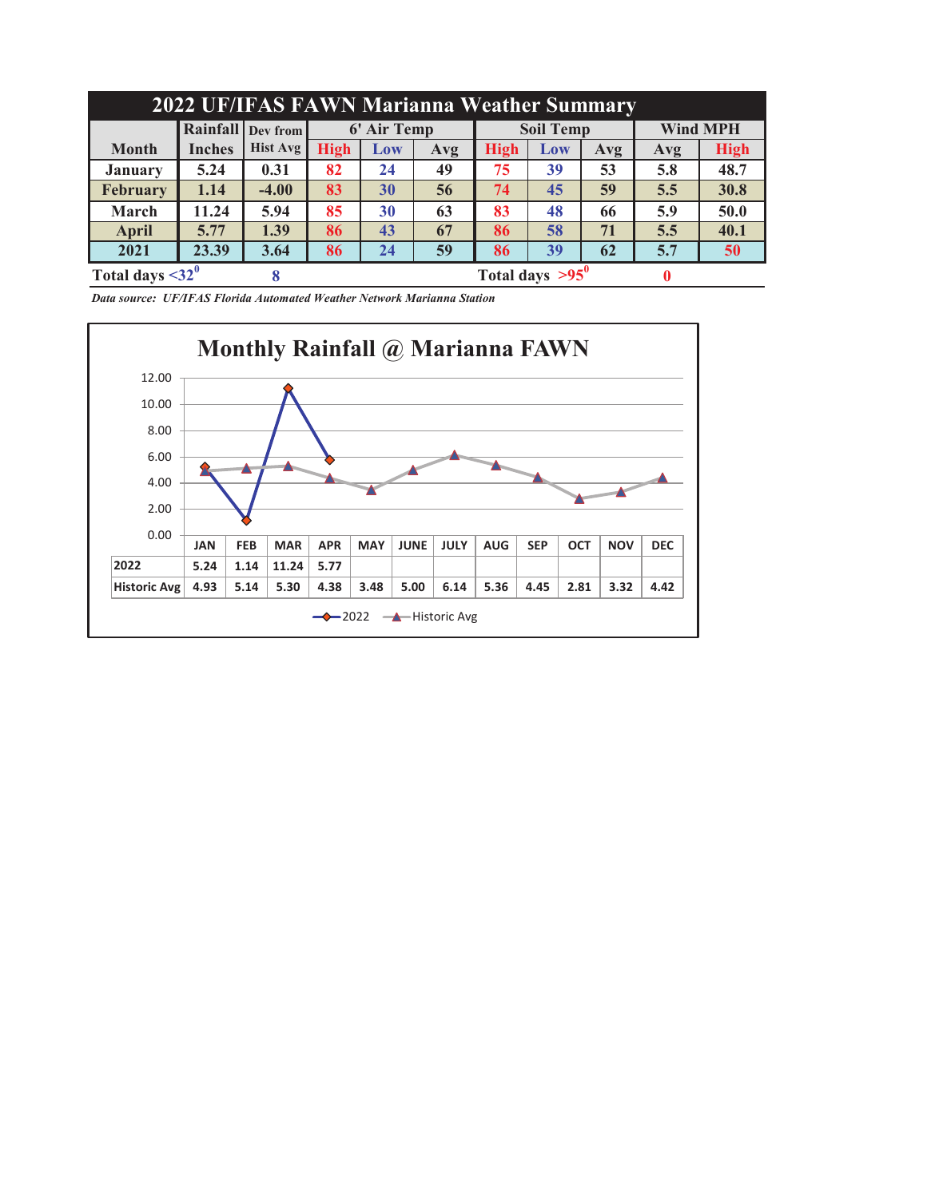## 2022 UF/IFAS FAWN Marianna Weather Summary

| Month | Rainfall Inches | Dev from Hist Avg | 6' Air Temp | | | Soil Temp | | | Wind MPH | |
|---|---|---|---|---|---|---|---|---|---|---|
| | | | High | Low | Avg | High | Low | Avg | Avg | High |
| January | 5.24 | 0.31 | 82 | 24 | 49 | 75 | 39 | 53 | 5.8 | 48.7 |
| February | 1.14 | -4.00 | 83 | 30 | 56 | 74 | 45 | 59 | 5.5 | 30.8 |
| March | 11.24 | 5.94 | 85 | 30 | 63 | 83 | 48 | 66 | 5.9 | 50.0 |
| April | 5.77 | 1.39 | 86 | 43 | 67 | 86 | 58 | 71 | 5.5 | 40.1 |
| 2021 | 23.39 | 3.64 | 86 | 24 | 59 | 86 | 39 | 62 | 5.7 | 50 |

Total days <32° **8** Total days >95° **0**

*Data source: UF/IFAS Florida Automated Weather Network Marianna Station*

## Monthly Rainfall @ Marianna FAWN

| | JAN | FEB | MAR | APR | MAY | JUNE | JULY | AUG | SEP | OCT | NOV | DEC |
|---|---|---|---|---|---|---|---|---|---|---|---|---|
| 2022 | 5.24 | 1.14 | 11.24 | 5.77 | | | | | | | | |
| Historic Avg | 4.93 | 5.14 | 5.30 | 4.38 | 3.48 | 5.00 | 6.14 | 5.36 | 4.45 | 2.81 | 3.32 | 4.42 |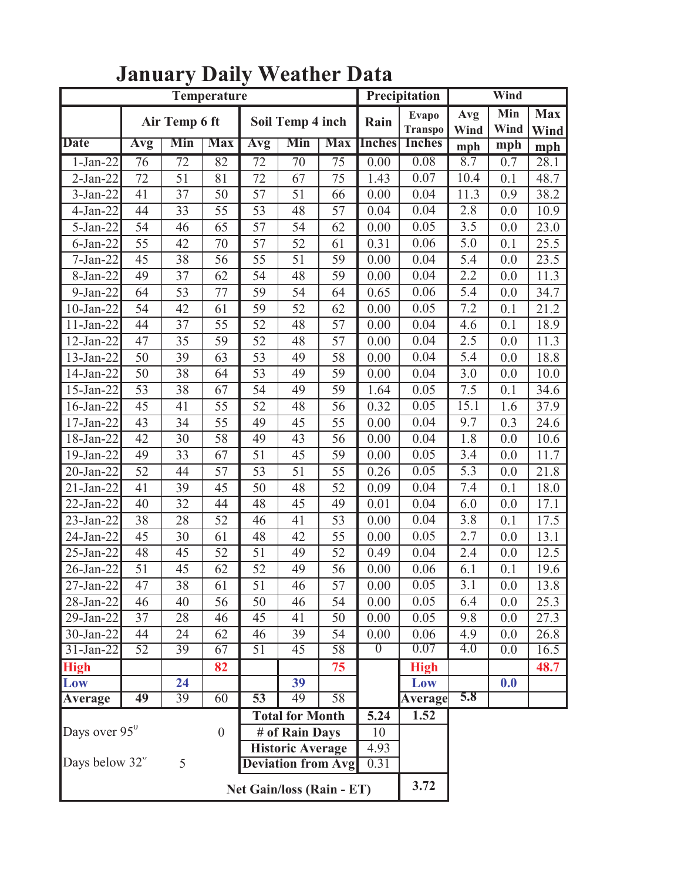# January Daily Weather Data

| | Temperature | | | | | | Precipitation | | Wind | | |
|---|---|---|---|---|---|---|---|---|---|---|---|
| | Air Temp 6 ft | | | Soil Temp 4 inch | | | Rain | Evapo Transpo | Avg Wind | Min Wind | Max Wind |
| Date | Avg | Min | Max | Avg | Min | Max | Inches | Inches | mph | mph | mph |
| 1-Jan-22 | 76 | 72 | 82 | 72 | 70 | 75 | 0.00 | 0.08 | 8.7 | 0.7 | 28.1 |
| 2-Jan-22 | 72 | 51 | 81 | 72 | 67 | 75 | 1.43 | 0.07 | 10.4 | 0.1 | 48.7 |
| 3-Jan-22 | 41 | 37 | 50 | 57 | 51 | 66 | 0.00 | 0.04 | 11.3 | 0.9 | 38.2 |
| 4-Jan-22 | 44 | 33 | 55 | 53 | 48 | 57 | 0.04 | 0.04 | 2.8 | 0.0 | 10.9 |
| 5-Jan-22 | 54 | 46 | 65 | 57 | 54 | 62 | 0.00 | 0.05 | 3.5 | 0.0 | 23.0 |
| 6-Jan-22 | 55 | 42 | 70 | 57 | 52 | 61 | 0.31 | 0.06 | 5.0 | 0.1 | 25.5 |
| 7-Jan-22 | 45 | 38 | 56 | 55 | 51 | 59 | 0.00 | 0.04 | 5.4 | 0.0 | 23.5 |
| 8-Jan-22 | 49 | 37 | 62 | 54 | 48 | 59 | 0.00 | 0.04 | 2.2 | 0.0 | 11.3 |
| 9-Jan-22 | 64 | 53 | 77 | 59 | 54 | 64 | 0.65 | 0.06 | 5.4 | 0.0 | 34.7 |
| 10-Jan-22 | 54 | 42 | 61 | 59 | 52 | 62 | 0.00 | 0.05 | 7.2 | 0.1 | 21.2 |
| 11-Jan-22 | 44 | 37 | 55 | 52 | 48 | 57 | 0.00 | 0.04 | 4.6 | 0.1 | 18.9 |
| 12-Jan-22 | 47 | 35 | 59 | 52 | 48 | 57 | 0.00 | 0.04 | 2.5 | 0.0 | 11.3 |
| 13-Jan-22 | 50 | 39 | 63 | 53 | 49 | 58 | 0.00 | 0.04 | 5.4 | 0.0 | 18.8 |
| 14-Jan-22 | 50 | 38 | 64 | 53 | 49 | 59 | 0.00 | 0.04 | 3.0 | 0.0 | 10.0 |
| 15-Jan-22 | 53 | 38 | 67 | 54 | 49 | 59 | 1.64 | 0.05 | 7.5 | 0.1 | 34.6 |
| 16-Jan-22 | 45 | 41 | 55 | 52 | 48 | 56 | 0.32 | 0.05 | 15.1 | 1.6 | 37.9 |
| 17-Jan-22 | 43 | 34 | 55 | 49 | 45 | 55 | 0.00 | 0.04 | 9.7 | 0.3 | 24.6 |
| 18-Jan-22 | 42 | 30 | 58 | 49 | 43 | 56 | 0.00 | 0.04 | 1.8 | 0.0 | 10.6 |
| 19-Jan-22 | 49 | 33 | 67 | 51 | 45 | 59 | 0.00 | 0.05 | 3.4 | 0.0 | 11.7 |
| 20-Jan-22 | 52 | 44 | 57 | 53 | 51 | 55 | 0.26 | 0.05 | 5.3 | 0.0 | 21.8 |
| 21-Jan-22 | 41 | 39 | 45 | 50 | 48 | 52 | 0.09 | 0.04 | 7.4 | 0.1 | 18.0 |
| 22-Jan-22 | 40 | 32 | 44 | 48 | 45 | 49 | 0.01 | 0.04 | 6.0 | 0.0 | 17.1 |
| 23-Jan-22 | 38 | 28 | 52 | 46 | 41 | 53 | 0.00 | 0.04 | 3.8 | 0.1 | 17.5 |
| 24-Jan-22 | 45 | 30 | 61 | 48 | 42 | 55 | 0.00 | 0.05 | 2.7 | 0.0 | 13.1 |
| 25-Jan-22 | 48 | 45 | 52 | 51 | 49 | 52 | 0.49 | 0.04 | 2.4 | 0.0 | 12.5 |
| 26-Jan-22 | 51 | 45 | 62 | 52 | 49 | 56 | 0.00 | 0.06 | 6.1 | 0.1 | 19.6 |
| 27-Jan-22 | 47 | 38 | 61 | 51 | 46 | 57 | 0.00 | 0.05 | 3.1 | 0.0 | 13.8 |
| 28-Jan-22 | 46 | 40 | 56 | 50 | 46 | 54 | 0.00 | 0.05 | 6.4 | 0.0 | 25.3 |
| 29-Jan-22 | 37 | 28 | 46 | 45 | 41 | 50 | 0.00 | 0.05 | 9.8 | 0.0 | 27.3 |
| 30-Jan-22 | 44 | 24 | 62 | 46 | 39 | 54 | 0.00 | 0.06 | 4.9 | 0.0 | 26.8 |
| 31-Jan-22 | 52 | 39 | 67 | 51 | 45 | 58 | 0 | 0.07 | 4.0 | 0.0 | 16.5 |
| **High** | | | **82** | | | **75** | | **High** | | | **48.7** |
| **Low** | | **24** | | | **39** | | | **Low** | | **0.0** | |
| **Average** | **49** | 39 | 60 | **53** | 49 | 58 | | **Average** | **5.8** | | |

| | | | |
|---|---|---|---|
| Days over 95° 0 | **Total for Month** | **5.24** | **1.52** |
| | **# of Rain Days** | 10 | |
| Days below 32° 5 | **Historic Average** | 4.93 | |
| | **Deviation from Avg** | 0.31 | |
| | **Net Gain/loss (Rain - ET)** | | **3.72** |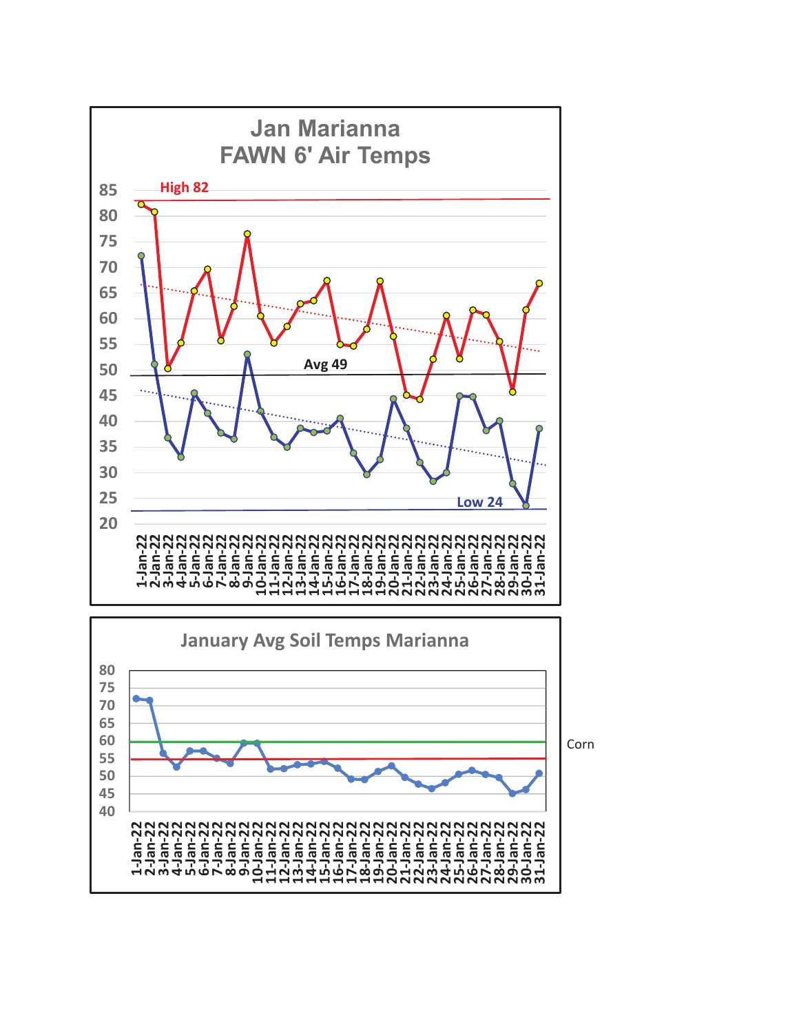Jan Marianna
FAWN 6' Air Temps

High 82

Avg 49

Low 24

January Avg Soil Temps Marianna

Corn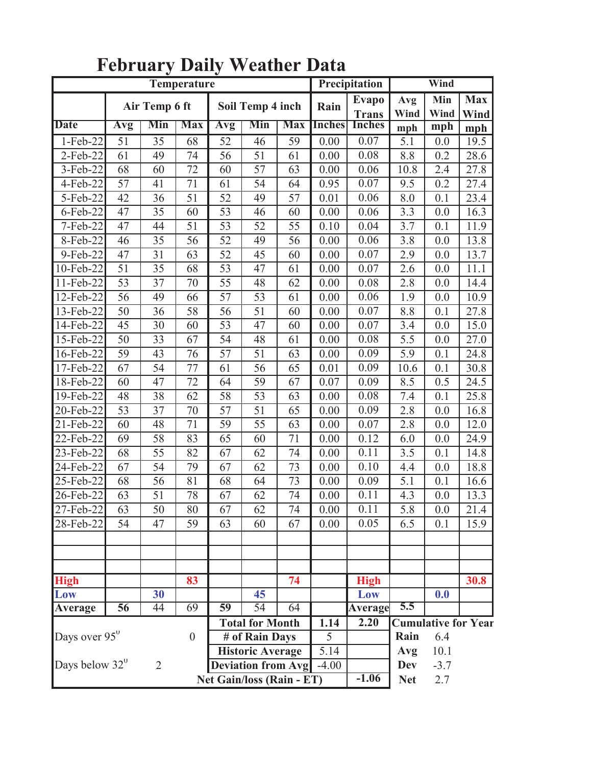# February Daily Weather Data

| | Temperature | | | | | | Precipitation | | Wind | | |
|---|---|---|---|---|---|---|---|---|---|---|---|
| | Air Temp 6 ft | | | Soil Temp 4 inch | | | Rain | Evapo Trans | Avg Wind | Min Wind | Max Wind |
| Date | Avg | Min | Max | Avg | Min | Max | Inches | Inches | mph | mph | mph |
| 1-Feb-22 | 51 | 35 | 68 | 52 | 46 | 59 | 0.00 | 0.07 | 5.1 | 0.0 | 19.5 |
| 2-Feb-22 | 61 | 49 | 74 | 56 | 51 | 61 | 0.00 | 0.08 | 8.8 | 0.2 | 28.6 |
| 3-Feb-22 | 68 | 60 | 72 | 60 | 57 | 63 | 0.00 | 0.06 | 10.8 | 2.4 | 27.8 |
| 4-Feb-22 | 57 | 41 | 71 | 61 | 54 | 64 | 0.95 | 0.07 | 9.5 | 0.2 | 27.4 |
| 5-Feb-22 | 42 | 36 | 51 | 52 | 49 | 57 | 0.01 | 0.06 | 8.0 | 0.1 | 23.4 |
| 6-Feb-22 | 47 | 35 | 60 | 53 | 46 | 60 | 0.00 | 0.06 | 3.3 | 0.0 | 16.3 |
| 7-Feb-22 | 47 | 44 | 51 | 53 | 52 | 55 | 0.10 | 0.04 | 3.7 | 0.1 | 11.9 |
| 8-Feb-22 | 46 | 35 | 56 | 52 | 49 | 56 | 0.00 | 0.06 | 3.8 | 0.0 | 13.8 |
| 9-Feb-22 | 47 | 31 | 63 | 52 | 45 | 60 | 0.00 | 0.07 | 2.9 | 0.0 | 13.7 |
| 10-Feb-22 | 51 | 35 | 68 | 53 | 47 | 61 | 0.00 | 0.07 | 2.6 | 0.0 | 11.1 |
| 11-Feb-22 | 53 | 37 | 70 | 55 | 48 | 62 | 0.00 | 0.08 | 2.8 | 0.0 | 14.4 |
| 12-Feb-22 | 56 | 49 | 66 | 57 | 53 | 61 | 0.00 | 0.06 | 1.9 | 0.0 | 10.9 |
| 13-Feb-22 | 50 | 36 | 58 | 56 | 51 | 60 | 0.00 | 0.07 | 8.8 | 0.1 | 27.8 |
| 14-Feb-22 | 45 | 30 | 60 | 53 | 47 | 60 | 0.00 | 0.07 | 3.4 | 0.0 | 15.0 |
| 15-Feb-22 | 50 | 33 | 67 | 54 | 48 | 61 | 0.00 | 0.08 | 5.5 | 0.0 | 27.0 |
| 16-Feb-22 | 59 | 43 | 76 | 57 | 51 | 63 | 0.00 | 0.09 | 5.9 | 0.1 | 24.8 |
| 17-Feb-22 | 67 | 54 | 77 | 61 | 56 | 65 | 0.01 | 0.09 | 10.6 | 0.1 | 30.8 |
| 18-Feb-22 | 60 | 47 | 72 | 64 | 59 | 67 | 0.07 | 0.09 | 8.5 | 0.5 | 24.5 |
| 19-Feb-22 | 48 | 38 | 62 | 58 | 53 | 63 | 0.00 | 0.08 | 7.4 | 0.1 | 25.8 |
| 20-Feb-22 | 53 | 37 | 70 | 57 | 51 | 65 | 0.00 | 0.09 | 2.8 | 0.0 | 16.8 |
| 21-Feb-22 | 60 | 48 | 71 | 59 | 55 | 63 | 0.00 | 0.07 | 2.8 | 0.0 | 12.0 |
| 22-Feb-22 | 69 | 58 | 83 | 65 | 60 | 71 | 0.00 | 0.12 | 6.0 | 0.0 | 24.9 |
| 23-Feb-22 | 68 | 55 | 82 | 67 | 62 | 74 | 0.00 | 0.11 | 3.5 | 0.1 | 14.8 |
| 24-Feb-22 | 67 | 54 | 79 | 67 | 62 | 73 | 0.00 | 0.10 | 4.4 | 0.0 | 18.8 |
| 25-Feb-22 | 68 | 56 | 81 | 68 | 64 | 73 | 0.00 | 0.09 | 5.1 | 0.1 | 16.6 |
| 26-Feb-22 | 63 | 51 | 78 | 67 | 62 | 74 | 0.00 | 0.11 | 4.3 | 0.0 | 13.3 |
| 27-Feb-22 | 63 | 50 | 80 | 67 | 62 | 74 | 0.00 | 0.11 | 5.8 | 0.0 | 21.4 |
| 28-Feb-22 | 54 | 47 | 59 | 63 | 60 | 67 | 0.00 | 0.05 | 6.5 | 0.1 | 15.9 |
| | | | | | | | | | | | |
| | | | | | | | | | | | |
| | | | | | | | | | | | |
| **High** | | | **83** | | | **74** | | **High** | | | **30.8** |
| **Low** | | **30** | | | **45** | | | **Low** | | **0.0** | |
| **Average** | **56** | 44 | 69 | **59** | 54 | 64 | | **Average** | **5.5** | | |

| | | | | |
|---|---|---|---|---|
| Days over 95° 0 | **Total for Month** | 1.14 | 2.20 | **Cumulative for Year** |
| | **# of Rain Days** | 5 | | **Rain** 6.4 |
| Days below 32° 2 | **Historic Average** | 5.14 | | **Avg** 10.1 |
| | **Deviation from Avg** | -4.00 | | **Dev** -3.7 |
| | **Net Gain/loss (Rain - ET)** | | **-1.06** | **Net** 2.7 |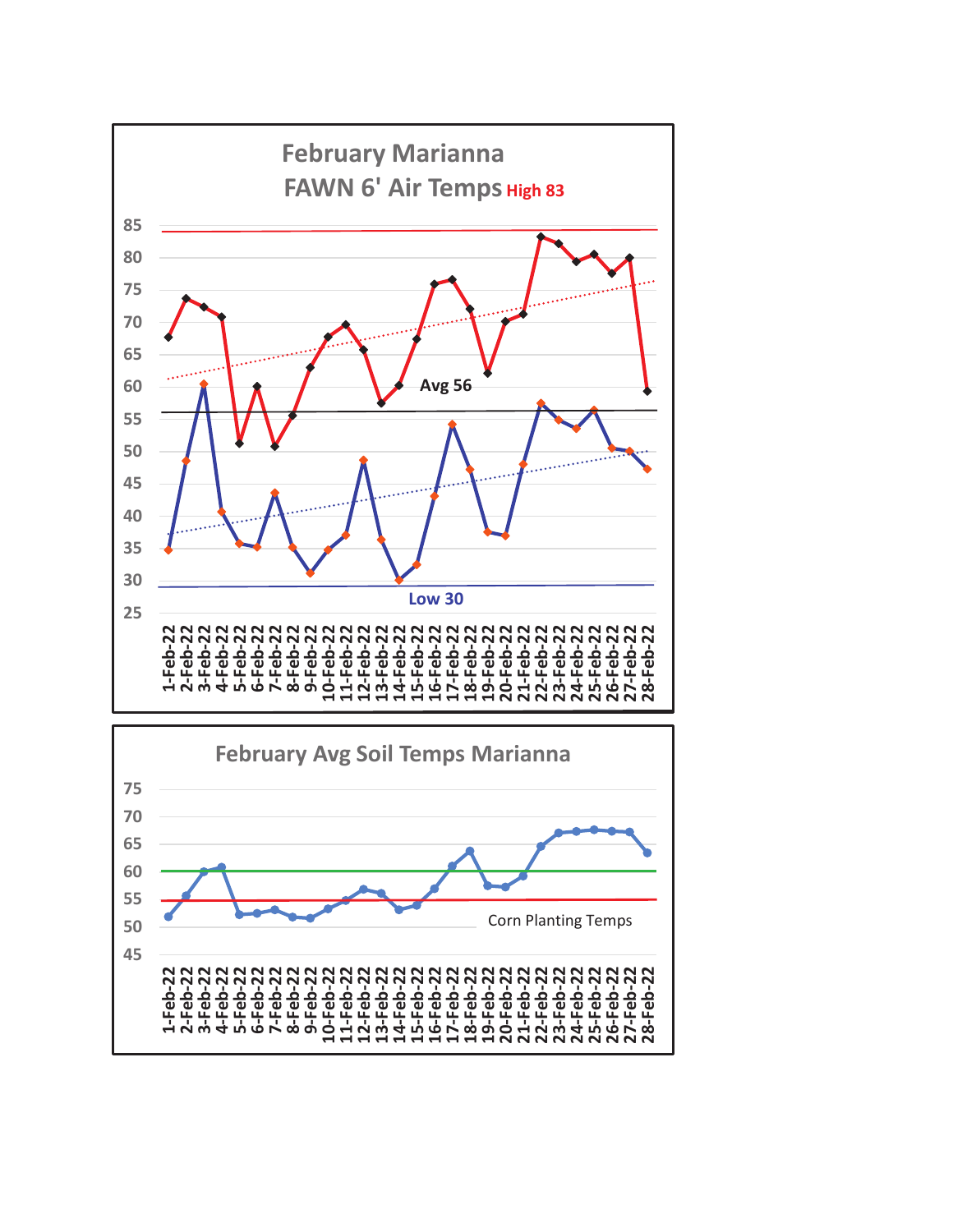February Marianna

FAWN 6' Air Temps High 83

Avg 56

Low 30

February Avg Soil Temps Marianna

Corn Planting Temps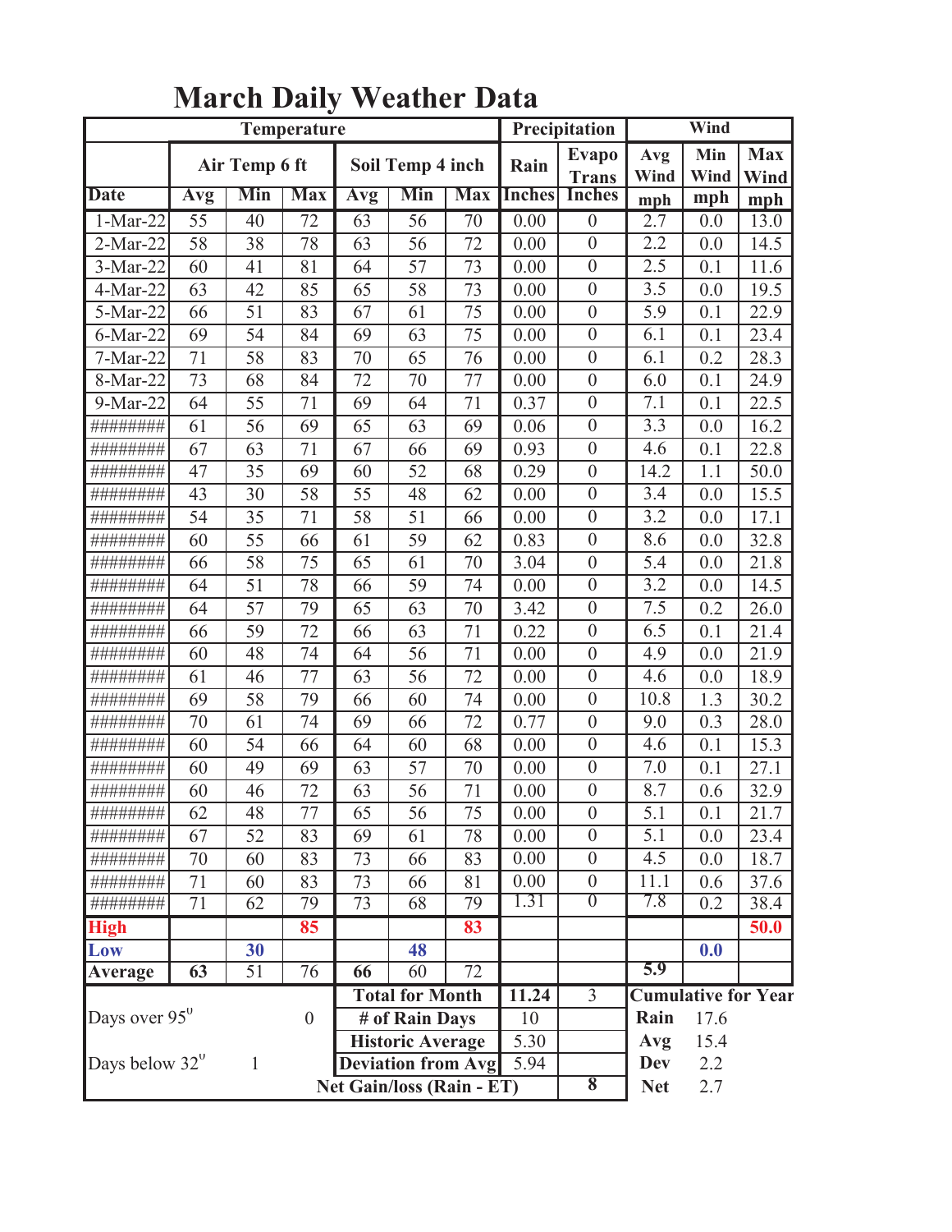# March Daily Weather Data

| | Temperature | | | | | | Precipitation | | Wind | | |
|---|---|---|---|---|---|---|---|---|---|---|---|
| | Air Temp 6 ft | | | Soil Temp 4 inch | | | Rain | Evapo Trans | Avg Wind | Min Wind | Max Wind |
| Date | Avg | Min | Max | Avg | Min | Max | Inches | Inches | mph | mph | mph |
| 1-Mar-22 | 55 | 40 | 72 | 63 | 56 | 70 | 0.00 | 0 | 2.7 | 0.0 | 13.0 |
| 2-Mar-22 | 58 | 38 | 78 | 63 | 56 | 72 | 0.00 | 0 | 2.2 | 0.0 | 14.5 |
| 3-Mar-22 | 60 | 41 | 81 | 64 | 57 | 73 | 0.00 | 0 | 2.5 | 0.1 | 11.6 |
| 4-Mar-22 | 63 | 42 | 85 | 65 | 58 | 73 | 0.00 | 0 | 3.5 | 0.0 | 19.5 |
| 5-Mar-22 | 66 | 51 | 83 | 67 | 61 | 75 | 0.00 | 0 | 5.9 | 0.1 | 22.9 |
| 6-Mar-22 | 69 | 54 | 84 | 69 | 63 | 75 | 0.00 | 0 | 6.1 | 0.1 | 23.4 |
| 7-Mar-22 | 71 | 58 | 83 | 70 | 65 | 76 | 0.00 | 0 | 6.1 | 0.2 | 28.3 |
| 8-Mar-22 | 73 | 68 | 84 | 72 | 70 | 77 | 0.00 | 0 | 6.0 | 0.1 | 24.9 |
| 9-Mar-22 | 64 | 55 | 71 | 69 | 64 | 71 | 0.37 | 0 | 7.1 | 0.1 | 22.5 |
| ######## | 61 | 56 | 69 | 65 | 63 | 69 | 0.06 | 0 | 3.3 | 0.0 | 16.2 |
| ######## | 67 | 63 | 71 | 67 | 66 | 69 | 0.93 | 0 | 4.6 | 0.1 | 22.8 |
| ######## | 47 | 35 | 69 | 60 | 52 | 68 | 0.29 | 0 | 14.2 | 1.1 | 50.0 |
| ######## | 43 | 30 | 58 | 55 | 48 | 62 | 0.00 | 0 | 3.4 | 0.0 | 15.5 |
| ######## | 54 | 35 | 71 | 58 | 51 | 66 | 0.00 | 0 | 3.2 | 0.0 | 17.1 |
| ######## | 60 | 55 | 66 | 61 | 59 | 62 | 0.83 | 0 | 8.6 | 0.0 | 32.8 |
| ######## | 66 | 58 | 75 | 65 | 61 | 70 | 3.04 | 0 | 5.4 | 0.0 | 21.8 |
| ######## | 64 | 51 | 78 | 66 | 59 | 74 | 0.00 | 0 | 3.2 | 0.0 | 14.5 |
| ######## | 64 | 57 | 79 | 65 | 63 | 70 | 3.42 | 0 | 7.5 | 0.2 | 26.0 |
| ######## | 66 | 59 | 72 | 66 | 63 | 71 | 0.22 | 0 | 6.5 | 0.1 | 21.4 |
| ######## | 60 | 48 | 74 | 64 | 56 | 71 | 0.00 | 0 | 4.9 | 0.0 | 21.9 |
| ######## | 61 | 46 | 77 | 63 | 56 | 72 | 0.00 | 0 | 4.6 | 0.0 | 18.9 |
| ######## | 69 | 58 | 79 | 66 | 60 | 74 | 0.00 | 0 | 10.8 | 1.3 | 30.2 |
| ######## | 70 | 61 | 74 | 69 | 66 | 72 | 0.77 | 0 | 9.0 | 0.3 | 28.0 |
| ######## | 60 | 54 | 66 | 64 | 60 | 68 | 0.00 | 0 | 4.6 | 0.1 | 15.3 |
| ######## | 60 | 49 | 69 | 63 | 57 | 70 | 0.00 | 0 | 7.0 | 0.1 | 27.1 |
| ######## | 60 | 46 | 72 | 63 | 56 | 71 | 0.00 | 0 | 8.7 | 0.6 | 32.9 |
| ######## | 62 | 48 | 77 | 65 | 56 | 75 | 0.00 | 0 | 5.1 | 0.1 | 21.7 |
| ######## | 67 | 52 | 83 | 69 | 61 | 78 | 0.00 | 0 | 5.1 | 0.0 | 23.4 |
| ######## | 70 | 60 | 83 | 73 | 66 | 83 | 0.00 | 0 | 4.5 | 0.0 | 18.7 |
| ######## | 71 | 60 | 83 | 73 | 66 | 81 | 0.00 | 0 | 11.1 | 0.6 | 37.6 |
| ######## | 71 | 62 | 79 | 73 | 68 | 79 | 1.31 | 0 | 7.8 | 0.2 | 38.4 |
| **High** | | | **85** | | | **83** | | | | | **50.0** |
| **Low** | | **30** | | | **48** | | | | | **0.0** | |
| **Average** | **63** | 51 | 76 | **66** | 60 | 72 | | | **5.9** | | |

| | | Total for Month | 11.24 | 3 | Cumulative for Year | |
|---|---|---|---|---|---|---|
| Days over 95° | 0 | # of Rain Days | 10 | | Rain | 17.6 |
| | | Historic Average | 5.30 | | Avg | 15.4 |
| Days below 32° | 1 | Deviation from Avg | 5.94 | | Dev | 2.2 |
| | | Net Gain/loss (Rain - ET) | | 8 | Net | 2.7 |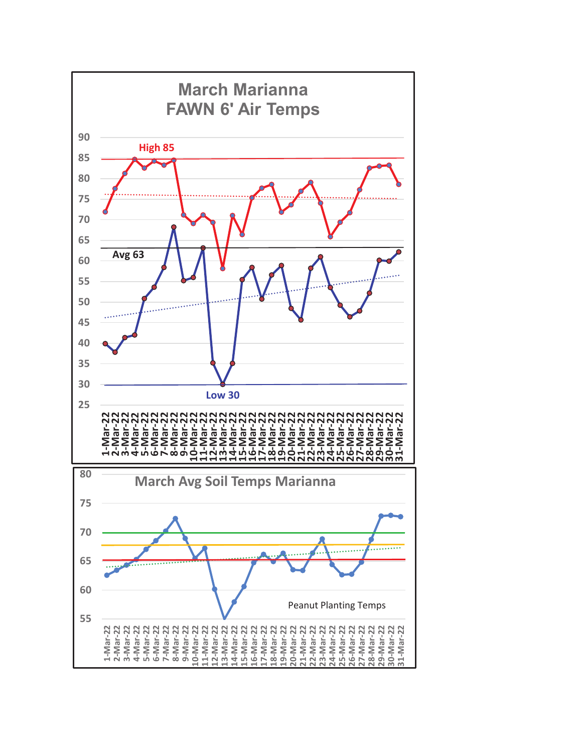## March Marianna FAWN 6' Air Temps

High 85

Avg 63

Low 30

## March Avg Soil Temps Marianna

Peanut Planting Temps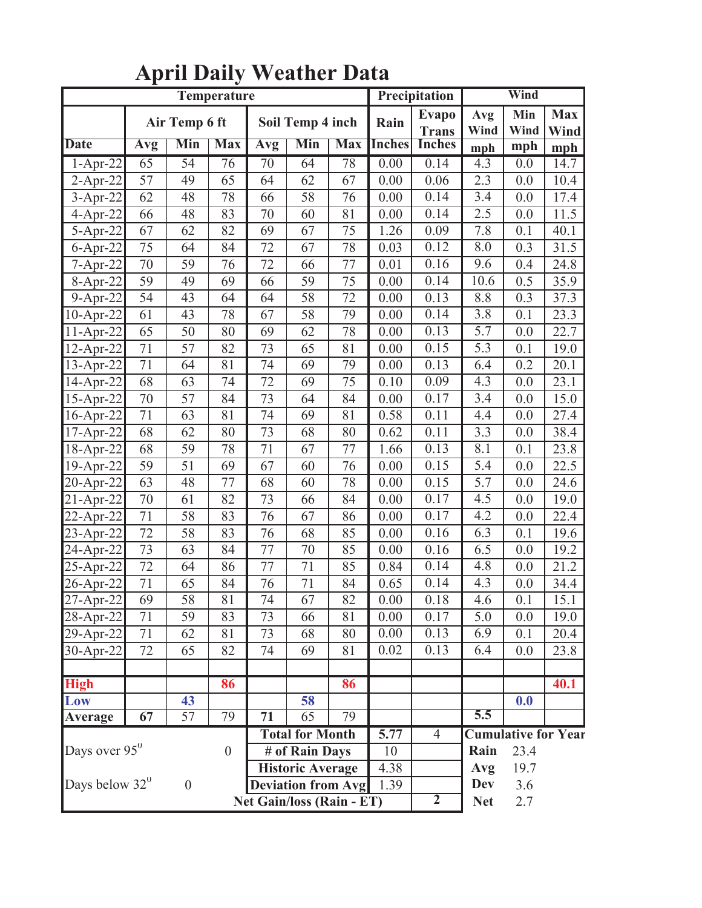# April Daily Weather Data

| | Temperature | | | | | | Precipitation | | Wind | | |
|---|---|---|---|---|---|---|---|---|---|---|---|
| | Air Temp 6 ft | | | Soil Temp 4 inch | | | Rain | Evapo Trans | Avg Wind | Min Wind | Max Wind |
| Date | Avg | Min | Max | Avg | Min | Max | Inches | Inches | mph | mph | mph |
| 1-Apr-22 | 65 | 54 | 76 | 70 | 64 | 78 | 0.00 | 0.14 | 4.3 | 0.0 | 14.7 |
| 2-Apr-22 | 57 | 49 | 65 | 64 | 62 | 67 | 0.00 | 0.06 | 2.3 | 0.0 | 10.4 |
| 3-Apr-22 | 62 | 48 | 78 | 66 | 58 | 76 | 0.00 | 0.14 | 3.4 | 0.0 | 17.4 |
| 4-Apr-22 | 66 | 48 | 83 | 70 | 60 | 81 | 0.00 | 0.14 | 2.5 | 0.0 | 11.5 |
| 5-Apr-22 | 67 | 62 | 82 | 69 | 67 | 75 | 1.26 | 0.09 | 7.8 | 0.1 | 40.1 |
| 6-Apr-22 | 75 | 64 | 84 | 72 | 67 | 78 | 0.03 | 0.12 | 8.0 | 0.3 | 31.5 |
| 7-Apr-22 | 70 | 59 | 76 | 72 | 66 | 77 | 0.01 | 0.16 | 9.6 | 0.4 | 24.8 |
| 8-Apr-22 | 59 | 49 | 69 | 66 | 59 | 75 | 0.00 | 0.14 | 10.6 | 0.5 | 35.9 |
| 9-Apr-22 | 54 | 43 | 64 | 64 | 58 | 72 | 0.00 | 0.13 | 8.8 | 0.3 | 37.3 |
| 10-Apr-22 | 61 | 43 | 78 | 67 | 58 | 79 | 0.00 | 0.14 | 3.8 | 0.1 | 23.3 |
| 11-Apr-22 | 65 | 50 | 80 | 69 | 62 | 78 | 0.00 | 0.13 | 5.7 | 0.0 | 22.7 |
| 12-Apr-22 | 71 | 57 | 82 | 73 | 65 | 81 | 0.00 | 0.15 | 5.3 | 0.1 | 19.0 |
| 13-Apr-22 | 71 | 64 | 81 | 74 | 69 | 79 | 0.00 | 0.13 | 6.4 | 0.2 | 20.1 |
| 14-Apr-22 | 68 | 63 | 74 | 72 | 69 | 75 | 0.10 | 0.09 | 4.3 | 0.0 | 23.1 |
| 15-Apr-22 | 70 | 57 | 84 | 73 | 64 | 84 | 0.00 | 0.17 | 3.4 | 0.0 | 15.0 |
| 16-Apr-22 | 71 | 63 | 81 | 74 | 69 | 81 | 0.58 | 0.11 | 4.4 | 0.0 | 27.4 |
| 17-Apr-22 | 68 | 62 | 80 | 73 | 68 | 80 | 0.62 | 0.11 | 3.3 | 0.0 | 38.4 |
| 18-Apr-22 | 68 | 59 | 78 | 71 | 67 | 77 | 1.66 | 0.13 | 8.1 | 0.1 | 23.8 |
| 19-Apr-22 | 59 | 51 | 69 | 67 | 60 | 76 | 0.00 | 0.15 | 5.4 | 0.0 | 22.5 |
| 20-Apr-22 | 63 | 48 | 77 | 68 | 60 | 78 | 0.00 | 0.15 | 5.7 | 0.0 | 24.6 |
| 21-Apr-22 | 70 | 61 | 82 | 73 | 66 | 84 | 0.00 | 0.17 | 4.5 | 0.0 | 19.0 |
| 22-Apr-22 | 71 | 58 | 83 | 76 | 67 | 86 | 0.00 | 0.17 | 4.2 | 0.0 | 22.4 |
| 23-Apr-22 | 72 | 58 | 83 | 76 | 68 | 85 | 0.00 | 0.16 | 6.3 | 0.1 | 19.6 |
| 24-Apr-22 | 73 | 63 | 84 | 77 | 70 | 85 | 0.00 | 0.16 | 6.5 | 0.0 | 19.2 |
| 25-Apr-22 | 72 | 64 | 86 | 77 | 71 | 85 | 0.84 | 0.14 | 4.8 | 0.0 | 21.2 |
| 26-Apr-22 | 71 | 65 | 84 | 76 | 71 | 84 | 0.65 | 0.14 | 4.3 | 0.0 | 34.4 |
| 27-Apr-22 | 69 | 58 | 81 | 74 | 67 | 82 | 0.00 | 0.18 | 4.6 | 0.1 | 15.1 |
| 28-Apr-22 | 71 | 59 | 83 | 73 | 66 | 81 | 0.00 | 0.17 | 5.0 | 0.0 | 19.0 |
| 29-Apr-22 | 71 | 62 | 81 | 73 | 68 | 80 | 0.00 | 0.13 | 6.9 | 0.1 | 20.4 |
| 30-Apr-22 | 72 | 65 | 82 | 74 | 69 | 81 | 0.02 | 0.13 | 6.4 | 0.0 | 23.8 |
| | | | | | | | | | | | |
| High | | | 86 | | | 86 | | | | | 40.1 |
| Low | | 43 | | | 58 | | | | | 0.0 | |
| Average | 67 | 57 | 79 | 71 | 65 | 79 | | | 5.5 | | |

| | | Total for Month | 5.77 | 4 | Cumulative for Year | |
|---|---|---|---|---|---|---|
| Days over 95° | 0 | # of Rain Days | 10 | | Rain | 23.4 |
| | | Historic Average | 4.38 | | Avg | 19.7 |
| Days below 32° | 0 | Deviation from Avg | 1.39 | | Dev | 3.6 |
| | | Net Gain/loss (Rain - ET) | | 2 | Net | 2.7 |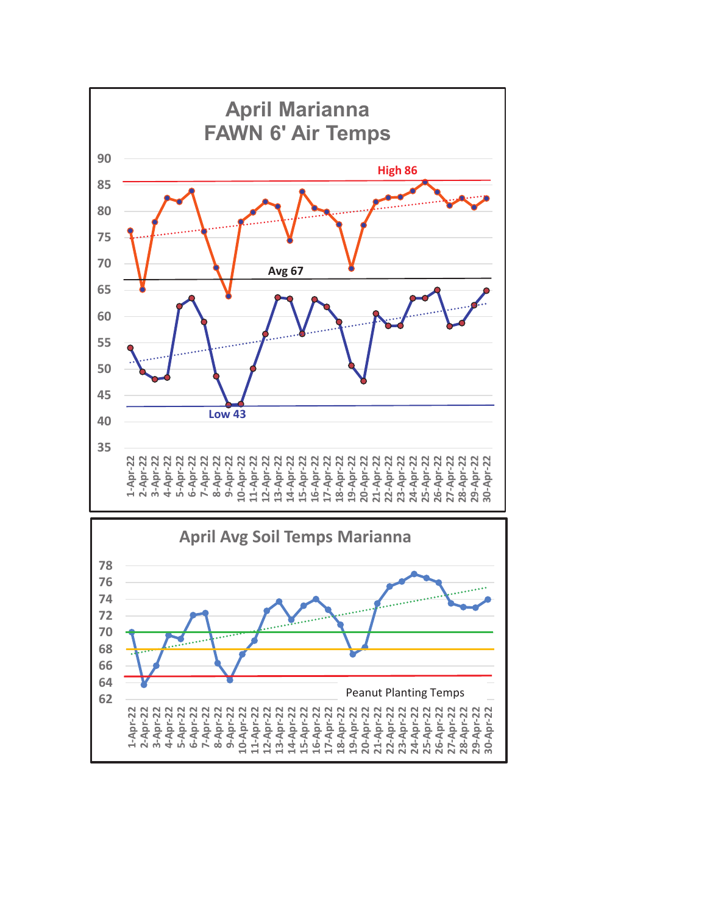## April Marianna FAWN 6' Air Temps

High 86

Avg 67

Low 43

## April Avg Soil Temps Marianna

Peanut Planting Temps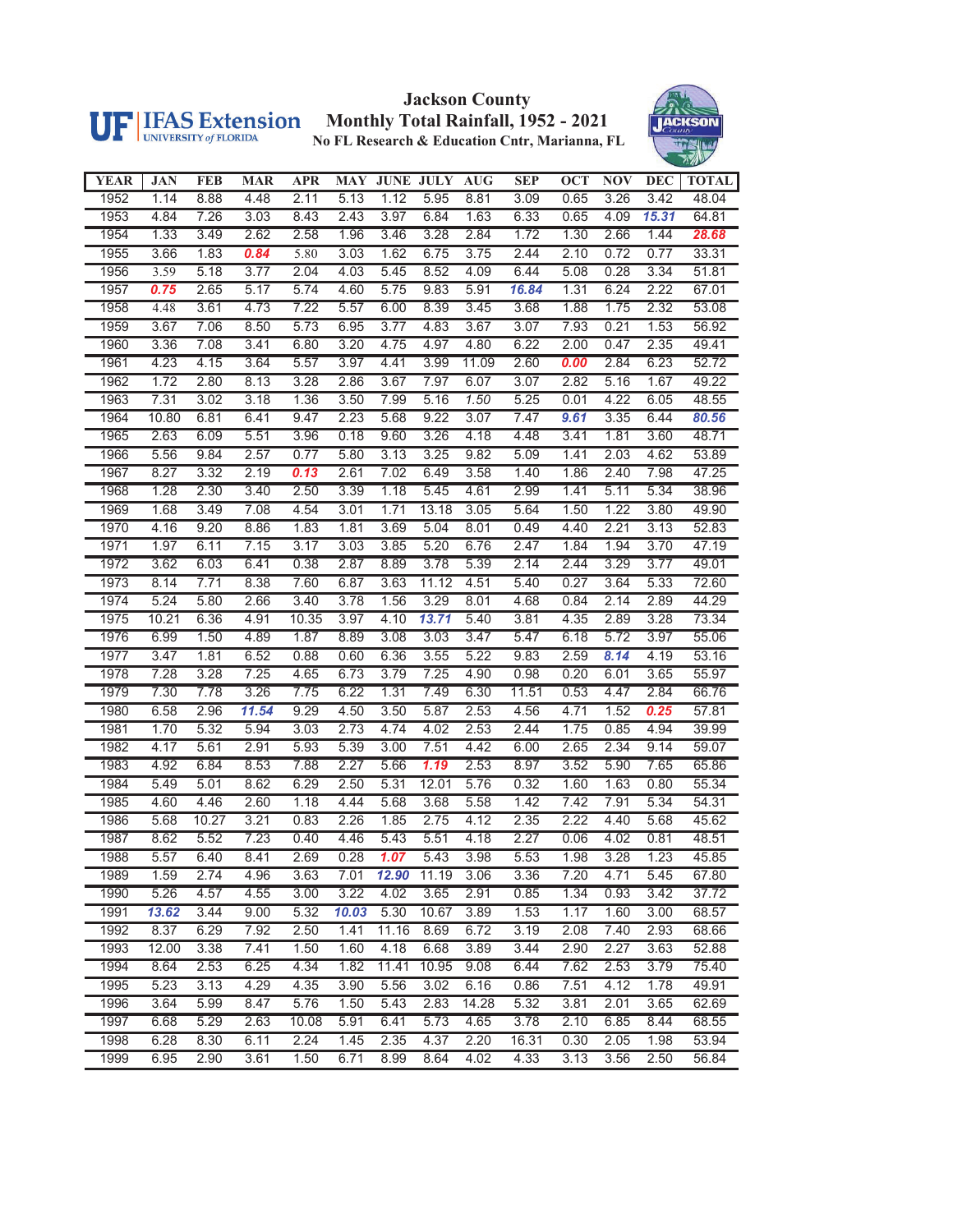# Jackson County Monthly Total Rainfall, 1952 - 2021

No FL Research & Education Cntr, Marianna, FL

UF | IFAS Extension UNIVERSITY of FLORIDA

| YEAR | JAN | FEB | MAR | APR | MAY | JUNE | JULY | AUG | SEP | OCT | NOV | DEC | TOTAL |
|---|---|---|---|---|---|---|---|---|---|---|---|---|---|
| 1952 | 1.14 | 8.88 | 4.48 | 2.11 | 5.13 | 1.12 | 5.95 | 8.81 | 3.09 | 0.65 | 3.26 | 3.42 | 48.04 |
| 1953 | 4.84 | 7.26 | 3.03 | 8.43 | 2.43 | 3.97 | 6.84 | 1.63 | 6.33 | 0.65 | 4.09 | ***15.31*** | 64.81 |
| 1954 | 1.33 | 3.49 | 2.62 | 2.58 | 1.96 | 3.46 | 3.28 | 2.84 | 1.72 | 1.30 | 2.66 | 1.44 | ***28.68*** |
| 1955 | 3.66 | 1.83 | ***0.84*** | 5.80 | 3.03 | 1.62 | 6.75 | 3.75 | 2.44 | 2.10 | 0.72 | 0.77 | 33.31 |
| 1956 | 3.59 | 5.18 | 3.77 | 2.04 | 4.03 | 5.45 | 8.52 | 4.09 | 6.44 | 5.08 | 0.28 | 3.34 | 51.81 |
| 1957 | ***0.75*** | 2.65 | 5.17 | 5.74 | 4.60 | 5.75 | 9.83 | 5.91 | ***16.84*** | 1.31 | 6.24 | 2.22 | 67.01 |
| 1958 | 4.48 | 3.61 | 4.73 | 7.22 | 5.57 | 6.00 | 8.39 | 3.45 | 3.68 | 1.88 | 1.75 | 2.32 | 53.08 |
| 1959 | 3.67 | 7.06 | 8.50 | 5.73 | 6.95 | 3.77 | 4.83 | 3.67 | 3.07 | 7.93 | 0.21 | 1.53 | 56.92 |
| 1960 | 3.36 | 7.08 | 3.41 | 6.80 | 3.20 | 4.75 | 4.97 | 4.80 | 6.22 | 2.00 | 0.47 | 2.35 | 49.41 |
| 1961 | 4.23 | 4.15 | 3.64 | 5.57 | 3.97 | 4.41 | 3.99 | 11.09 | 2.60 | ***0.00*** | 2.84 | 6.23 | 52.72 |
| 1962 | 1.72 | 2.80 | 8.13 | 3.28 | 2.86 | 3.67 | 7.97 | 6.07 | 3.07 | 2.82 | 5.16 | 1.67 | 49.22 |
| 1963 | 7.31 | 3.02 | 3.18 | 1.36 | 3.50 | 7.99 | 5.16 | *1.50* | 5.25 | 0.01 | 4.22 | 6.05 | 48.55 |
| 1964 | 10.80 | 6.81 | 6.41 | 9.47 | 2.23 | 5.68 | 9.22 | 3.07 | 7.47 | ***9.61*** | 3.35 | 6.44 | ***80.56*** |
| 1965 | 2.63 | 6.09 | 5.51 | 3.96 | 0.18 | 9.60 | 3.26 | 4.18 | 4.48 | 3.41 | 1.81 | 3.60 | 48.71 |
| 1966 | 5.56 | 9.84 | 2.57 | 0.77 | 5.80 | 3.13 | 3.25 | 9.82 | 5.09 | 1.41 | 2.03 | 4.62 | 53.89 |
| 1967 | 8.27 | 3.32 | 2.19 | ***0.13*** | 2.61 | 7.02 | 6.49 | 3.58 | 1.40 | 1.86 | 2.40 | 7.98 | 47.25 |
| 1968 | 1.28 | 2.30 | 3.40 | 2.50 | 3.39 | 1.18 | 5.45 | 4.61 | 2.99 | 1.41 | 5.11 | 5.34 | 38.96 |
| 1969 | 1.68 | 3.49 | 7.08 | 4.54 | 3.01 | 1.71 | 13.18 | 3.05 | 5.64 | 1.50 | 1.22 | 3.80 | 49.90 |
| 1970 | 4.16 | 9.20 | 8.86 | 1.83 | 1.81 | 3.69 | 5.04 | 8.01 | 0.49 | 4.40 | 2.21 | 3.13 | 52.83 |
| 1971 | 1.97 | 6.11 | 7.15 | 3.17 | 3.03 | 3.85 | 5.20 | 6.76 | 2.47 | 1.84 | 1.94 | 3.70 | 47.19 |
| 1972 | 3.62 | 6.03 | 6.41 | 0.38 | 2.87 | 8.89 | 3.78 | 5.39 | 2.14 | 2.44 | 3.29 | 3.77 | 49.01 |
| 1973 | 8.14 | 7.71 | 8.38 | 7.60 | 6.87 | 3.63 | 11.12 | 4.51 | 5.40 | 0.27 | 3.64 | 5.33 | 72.60 |
| 1974 | 5.24 | 5.80 | 2.66 | 3.40 | 3.78 | 1.56 | 3.29 | 8.01 | 4.68 | 0.84 | 2.14 | 2.89 | 44.29 |
| 1975 | 10.21 | 6.36 | 4.91 | 10.35 | 3.97 | 4.10 | ***13.71*** | 5.40 | 3.81 | 4.35 | 2.89 | 3.28 | 73.34 |
| 1976 | 6.99 | 1.50 | 4.89 | 1.87 | 8.89 | 3.08 | 3.03 | 3.47 | 5.47 | 6.18 | 5.72 | 3.97 | 55.06 |
| 1977 | 3.47 | 1.81 | 6.52 | 0.88 | 0.60 | 6.36 | 3.55 | 5.22 | 9.83 | 2.59 | ***8.14*** | 4.19 | 53.16 |
| 1978 | 7.28 | 3.28 | 7.25 | 4.65 | 6.73 | 3.79 | 7.25 | 4.90 | 0.98 | 0.20 | 6.01 | 3.65 | 55.97 |
| 1979 | 7.30 | 7.78 | 3.26 | 7.75 | 6.22 | 1.31 | 7.49 | 6.30 | 11.51 | 0.53 | 4.47 | 2.84 | 66.76 |
| 1980 | 6.58 | 2.96 | ***11.54*** | 9.29 | 4.50 | 3.50 | 5.87 | 2.53 | 4.56 | 4.71 | 1.52 | ***0.25*** | 57.81 |
| 1981 | 1.70 | 5.32 | 5.94 | 3.03 | 2.73 | 4.74 | 4.02 | 2.53 | 2.44 | 1.75 | 0.85 | 4.94 | 39.99 |
| 1982 | 4.17 | 5.61 | 2.91 | 5.93 | 5.39 | 3.00 | 7.51 | 4.42 | 6.00 | 2.65 | 2.34 | 9.14 | 59.07 |
| 1983 | 4.92 | 6.84 | 8.53 | 7.88 | 2.27 | 5.66 | ***1.19*** | 2.53 | 8.97 | 3.52 | 5.90 | 7.65 | 65.86 |
| 1984 | 5.49 | 5.01 | 8.62 | 6.29 | 2.50 | 5.31 | 12.01 | 5.76 | 0.32 | 1.60 | 1.63 | 0.80 | 55.34 |
| 1985 | 4.60 | 4.46 | 2.60 | 1.18 | 4.44 | 5.68 | 3.68 | 5.58 | 1.42 | 7.42 | 7.91 | 5.34 | 54.31 |
| 1986 | 5.68 | 10.27 | 3.21 | 0.83 | 2.26 | 1.85 | 2.75 | 4.12 | 2.35 | 2.22 | 4.40 | 5.68 | 45.62 |
| 1987 | 8.62 | 5.52 | 7.23 | 0.40 | 4.46 | 5.43 | 5.51 | 4.18 | 2.27 | 0.06 | 4.02 | 0.81 | 48.51 |
| 1988 | 5.57 | 6.40 | 8.41 | 2.69 | 0.28 | ***1.07*** | 5.43 | 3.98 | 5.53 | 1.98 | 3.28 | 1.23 | 45.85 |
| 1989 | 1.59 | 2.74 | 4.96 | 3.63 | 7.01 | ***12.90*** | 11.19 | 3.06 | 3.36 | 7.20 | 4.71 | 5.45 | 67.80 |
| 1990 | 5.26 | 4.57 | 4.55 | 3.00 | 3.22 | 4.02 | 3.65 | 2.91 | 0.85 | 1.34 | 0.93 | 3.42 | 37.72 |
| 1991 | ***13.62*** | 3.44 | 9.00 | 5.32 | ***10.03*** | 5.30 | 10.67 | 3.89 | 1.53 | 1.17 | 1.60 | 3.00 | 68.57 |
| 1992 | 8.37 | 6.29 | 7.92 | 2.50 | 1.41 | 11.16 | 8.69 | 6.72 | 3.19 | 2.08 | 7.40 | 2.93 | 68.66 |
| 1993 | 12.00 | 3.38 | 7.41 | 1.50 | 1.60 | 4.18 | 6.68 | 3.89 | 3.44 | 2.90 | 2.27 | 3.63 | 52.88 |
| 1994 | 8.64 | 2.53 | 6.25 | 4.34 | 1.82 | 11.41 | 10.95 | 9.08 | 6.44 | 7.62 | 2.53 | 3.79 | 75.40 |
| 1995 | 5.23 | 3.13 | 4.29 | 4.35 | 3.90 | 5.56 | 3.02 | 6.16 | 0.86 | 7.51 | 4.12 | 1.78 | 49.91 |
| 1996 | 3.64 | 5.99 | 8.47 | 5.76 | 1.50 | 5.43 | 2.83 | 14.28 | 5.32 | 3.81 | 2.01 | 3.65 | 62.69 |
| 1997 | 6.68 | 5.29 | 2.63 | 10.08 | 5.91 | 6.41 | 5.73 | 4.65 | 3.78 | 2.10 | 6.85 | 8.44 | 68.55 |
| 1998 | 6.28 | 8.30 | 6.11 | 2.24 | 1.45 | 2.35 | 4.37 | 2.20 | 16.31 | 0.30 | 2.05 | 1.98 | 53.94 |
| 1999 | 6.95 | 2.90 | 3.61 | 1.50 | 6.71 | 8.99 | 8.64 | 4.02 | 4.33 | 3.13 | 3.56 | 2.50 | 56.84 |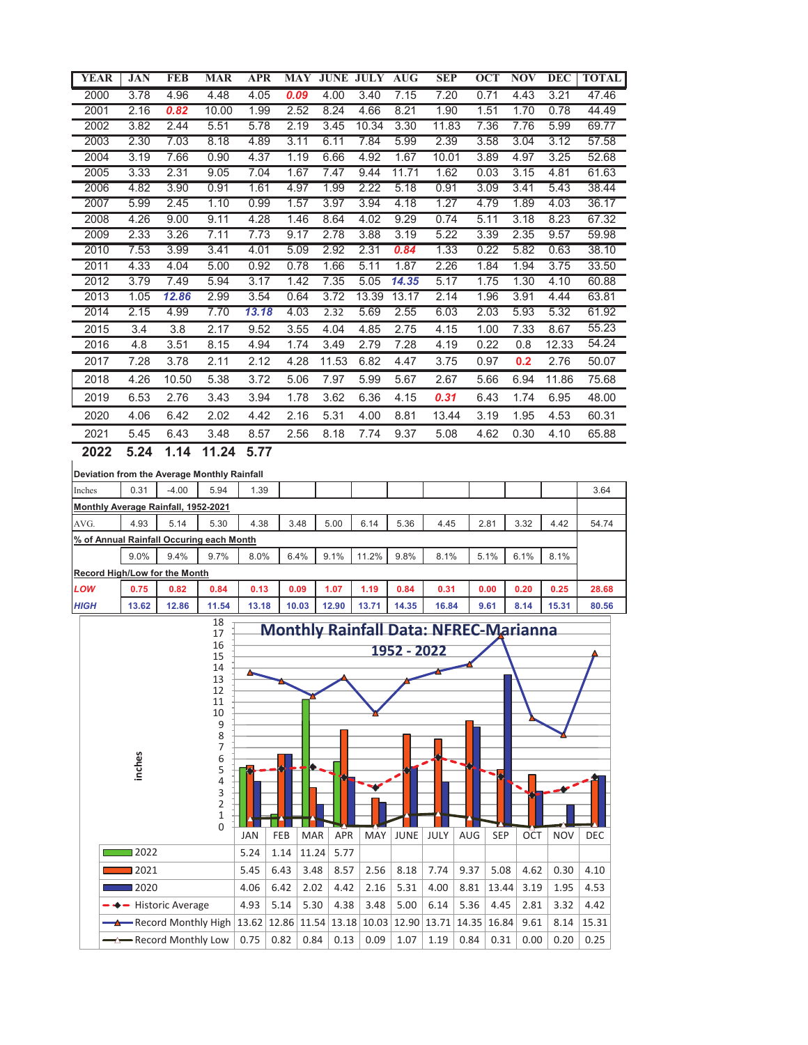| YEAR | JAN | FEB | MAR | APR | MAY | JUNE | JULY | AUG | SEP | OCT | NOV | DEC | TOTAL |
|---|---|---|---|---|---|---|---|---|---|---|---|---|---|
| 2000 | 3.78 | 4.96 | 4.48 | 4.05 | ***0.09*** | 4.00 | 3.40 | 7.15 | 7.20 | 0.71 | 4.43 | 3.21 | 47.46 |
| 2001 | 2.16 | ***0.82*** | 10.00 | 1.99 | 2.52 | 8.24 | 4.66 | 8.21 | 1.90 | 1.51 | 1.70 | 0.78 | 44.49 |
| 2002 | 3.82 | 2.44 | 5.51 | 5.78 | 2.19 | 3.45 | 10.34 | 3.30 | 11.83 | 7.36 | 7.76 | 5.99 | 69.77 |
| 2003 | 2.30 | 7.03 | 8.18 | 4.89 | 3.11 | 6.11 | 7.84 | 5.99 | 2.39 | 3.58 | 3.04 | 3.12 | 57.58 |
| 2004 | 3.19 | 7.66 | 0.90 | 4.37 | 1.19 | 6.66 | 4.92 | 1.67 | 10.01 | 3.89 | 4.97 | 3.25 | 52.68 |
| 2005 | 3.33 | 2.31 | 9.05 | 7.04 | 1.67 | 7.47 | 9.44 | 11.71 | 1.62 | 0.03 | 3.15 | 4.81 | 61.63 |
| 2006 | 4.82 | 3.90 | 0.91 | 1.61 | 4.97 | 1.99 | 2.22 | 5.18 | 0.91 | 3.09 | 3.41 | 5.43 | 38.44 |
| 2007 | 5.99 | 2.45 | 1.10 | 0.99 | 1.57 | 3.97 | 3.94 | 4.18 | 1.27 | 4.79 | 1.89 | 4.03 | 36.17 |
| 2008 | 4.26 | 9.00 | 9.11 | 4.28 | 1.46 | 8.64 | 4.02 | 9.29 | 0.74 | 5.11 | 3.18 | 8.23 | 67.32 |
| 2009 | 2.33 | 3.26 | 7.11 | 7.73 | 9.17 | 2.78 | 3.88 | 3.19 | 5.22 | 3.39 | 2.35 | 9.57 | 59.98 |
| 2010 | 7.53 | 3.99 | 3.41 | 4.01 | 5.09 | 2.92 | 2.31 | ***0.84*** | 1.33 | 0.22 | 5.82 | 0.63 | 38.10 |
| 2011 | 4.33 | 4.04 | 5.00 | 0.92 | 0.78 | 1.66 | 5.11 | 1.87 | 2.26 | 1.84 | 1.94 | 3.75 | 33.50 |
| 2012 | 3.79 | 7.49 | 5.94 | 3.17 | 1.42 | 7.35 | 5.05 | ***14.35*** | 5.17 | 1.75 | 1.30 | 4.10 | 60.88 |
| 2013 | 1.05 | ***12.86*** | 2.99 | 3.54 | 0.64 | 3.72 | 13.39 | 13.17 | 2.14 | 1.96 | 3.91 | 4.44 | 63.81 |
| 2014 | 2.15 | 4.99 | 7.70 | ***13.18*** | 4.03 | 2.32 | 5.69 | 2.55 | 6.03 | 2.03 | 5.93 | 5.32 | 61.92 |
| 2015 | 3.4 | 3.8 | 2.17 | 9.52 | 3.55 | 4.04 | 4.85 | 2.75 | 4.15 | 1.00 | 7.33 | 8.67 | 55.23 |
| 2016 | 4.8 | 3.51 | 8.15 | 4.94 | 1.74 | 3.49 | 2.79 | 7.28 | 4.19 | 0.22 | 0.8 | 12.33 | 54.24 |
| 2017 | 7.28 | 3.78 | 2.11 | 2.12 | 4.28 | 11.53 | 6.82 | 4.47 | 3.75 | 0.97 | **0.2** | 2.76 | 50.07 |
| 2018 | 4.26 | 10.50 | 5.38 | 3.72 | 5.06 | 7.97 | 5.99 | 5.67 | 2.67 | 5.66 | 6.94 | 11.86 | 75.68 |
| 2019 | 6.53 | 2.76 | 3.43 | 3.94 | 1.78 | 3.62 | 6.36 | 4.15 | ***0.31*** | 6.43 | 1.74 | 6.95 | 48.00 |
| 2020 | 4.06 | 6.42 | 2.02 | 4.42 | 2.16 | 5.31 | 4.00 | 8.81 | 13.44 | 3.19 | 1.95 | 4.53 | 60.31 |
| 2021 | 5.45 | 6.43 | 3.48 | 8.57 | 2.56 | 8.18 | 7.74 | 9.37 | 5.08 | 4.62 | 0.30 | 4.10 | 65.88 |
| **2022** | **5.24** | **1.14** | **11.24** | **5.77** | | | | | | | | | |

| | JAN | FEB | MAR | APR | MAY | JUNE | JULY | AUG | SEP | OCT | NOV | DEC | TOTAL |
|---|---|---|---|---|---|---|---|---|---|---|---|---|---|
| **Deviation from the Average Monthly Rainfall** | | | | | | | | | | | | | |
| Inches | 0.31 | -4.00 | 5.94 | 1.39 | | | | | | | | | 3.64 |
| **Monthly Average Rainfall, 1952-2021** | | | | | | | | | | | | | |
| AVG. | 4.93 | 5.14 | 5.30 | 4.38 | 3.48 | 5.00 | 6.14 | 5.36 | 4.45 | 2.81 | 3.32 | 4.42 | 54.74 |
| **% of Annual Rainfall Occuring each Month** | | | | | | | | | | | | | |
| | 9.0% | 9.4% | 9.7% | 8.0% | 6.4% | 9.1% | 11.2% | 9.8% | 8.1% | 5.1% | 6.1% | 8.1% | |
| **Record High/Low for the Month** | | | | | | | | | | | | | |
| ***LOW*** | **0.75** | **0.82** | **0.84** | **0.13** | **0.09** | **1.07** | **1.19** | **0.84** | **0.31** | **0.00** | **0.20** | **0.25** | **28.68** |
| ***HIGH*** | **13.62** | **12.86** | **11.54** | **13.18** | **10.03** | **12.90** | **13.71** | **14.35** | **16.84** | **9.61** | **8.14** | **15.31** | **80.56** |

**Monthly Rainfall Data: NFREC-Marianna**

**1952 - 2022**

| | JAN | FEB | MAR | APR | MAY | JUNE | JULY | AUG | SEP | OCT | NOV | DEC |
|---|---|---|---|---|---|---|---|---|---|---|---|---|
| 2022 | 5.24 | 1.14 | 11.24 | 5.77 | | | | | | | | |
| 2021 | 5.45 | 6.43 | 3.48 | 8.57 | 2.56 | 8.18 | 7.74 | 9.37 | 5.08 | 4.62 | 0.30 | 4.10 |
| 2020 | 4.06 | 6.42 | 2.02 | 4.42 | 2.16 | 5.31 | 4.00 | 8.81 | 13.44 | 3.19 | 1.95 | 4.53 |
| Historic Average | 4.93 | 5.14 | 5.30 | 4.38 | 3.48 | 5.00 | 6.14 | 5.36 | 4.45 | 2.81 | 3.32 | 4.42 |
| Record Monthly High | 13.62 | 12.86 | 11.54 | 13.18 | 10.03 | 12.90 | 13.71 | 14.35 | 16.84 | 9.61 | 8.14 | 15.31 |
| Record Monthly Low | 0.75 | 0.82 | 0.84 | 0.13 | 0.09 | 1.07 | 1.19 | 0.84 | 0.31 | 0.00 | 0.20 | 0.25 |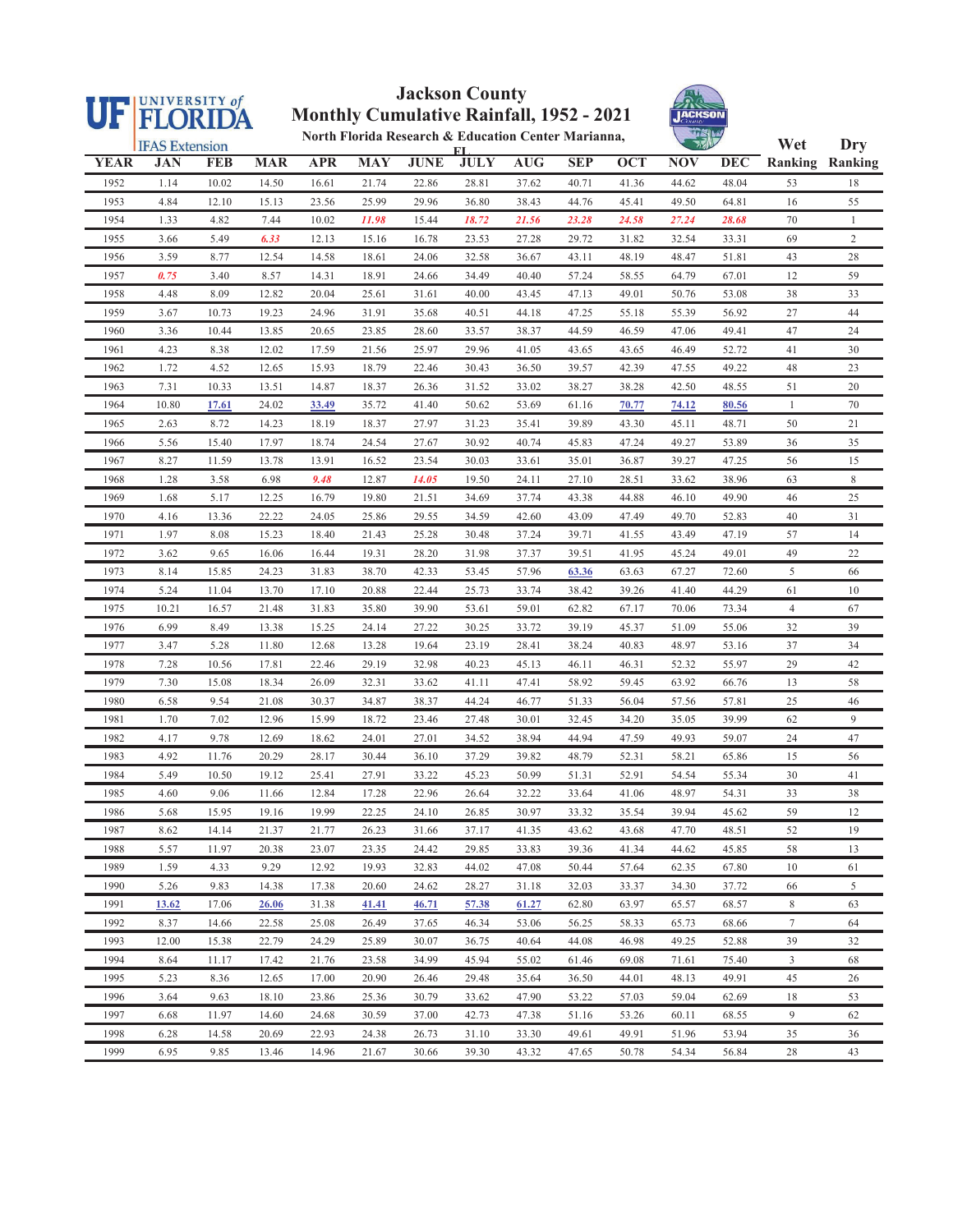# Jackson County

## Monthly Cumulative Rainfall, 1952 - 2021

### North Florida Research & Education Center Marianna, FL

| YEAR | JAN | FEB | MAR | APR | MAY | JUNE | JULY | AUG | SEP | OCT | NOV | DEC | Wet Ranking | Dry Ranking |
|---|---|---|---|---|---|---|---|---|---|---|---|---|---|---|
| 1952 | 1.14 | 10.02 | 14.50 | 16.61 | 21.74 | 22.86 | 28.81 | 37.62 | 40.71 | 41.36 | 44.62 | 48.04 | 53 | 18 |
| 1953 | 4.84 | 12.10 | 15.13 | 23.56 | 25.99 | 29.96 | 36.80 | 38.43 | 44.76 | 45.41 | 49.50 | 64.81 | 16 | 55 |
| 1954 | 1.33 | 4.82 | 7.44 | 10.02 | *11.98* | 15.44 | *18.72* | *21.56* | *23.28* | *24.58* | *27.24* | *28.68* | 70 | 1 |
| 1955 | 3.66 | 5.49 | *6.33* | 12.13 | 15.16 | 16.78 | 23.53 | 27.28 | 29.72 | 31.82 | 32.54 | 33.31 | 69 | 2 |
| 1956 | 3.59 | 8.77 | 12.54 | 14.58 | 18.61 | 24.06 | 32.58 | 36.67 | 43.11 | 48.19 | 48.47 | 51.81 | 43 | 28 |
| 1957 | *0.75* | 3.40 | 8.57 | 14.31 | 18.91 | 24.66 | 34.49 | 40.40 | 57.24 | 58.55 | 64.79 | 67.01 | 12 | 59 |
| 1958 | 4.48 | 8.09 | 12.82 | 20.04 | 25.61 | 31.61 | 40.00 | 43.45 | 47.13 | 49.01 | 50.76 | 53.08 | 38 | 33 |
| 1959 | 3.67 | 10.73 | 19.23 | 24.96 | 31.91 | 35.68 | 40.51 | 44.18 | 47.25 | 55.18 | 55.39 | 56.92 | 27 | 44 |
| 1960 | 3.36 | 10.44 | 13.85 | 20.65 | 23.85 | 28.60 | 33.57 | 38.37 | 44.59 | 46.59 | 47.06 | 49.41 | 47 | 24 |
| 1961 | 4.23 | 8.38 | 12.02 | 17.59 | 21.56 | 25.97 | 29.96 | 41.05 | 43.65 | 43.65 | 46.49 | 52.72 | 41 | 30 |
| 1962 | 1.72 | 4.52 | 12.65 | 15.93 | 18.79 | 22.46 | 30.43 | 36.50 | 39.57 | 42.39 | 47.55 | 49.22 | 48 | 23 |
| 1963 | 7.31 | 10.33 | 13.51 | 14.87 | 18.37 | 26.36 | 31.52 | 33.02 | 38.27 | 38.28 | 42.50 | 48.55 | 51 | 20 |
| 1964 | 10.80 | **17.61** | 24.02 | **33.49** | 35.72 | 41.40 | 50.62 | 53.69 | 61.16 | **70.77** | **74.12** | **80.56** | 1 | 70 |
| 1965 | 2.63 | 8.72 | 14.23 | 18.19 | 18.37 | 27.97 | 31.23 | 35.41 | 39.89 | 43.30 | 45.11 | 48.71 | 50 | 21 |
| 1966 | 5.56 | 15.40 | 17.97 | 18.74 | 24.54 | 27.67 | 30.92 | 40.74 | 45.83 | 47.24 | 49.27 | 53.89 | 36 | 35 |
| 1967 | 8.27 | 11.59 | 13.78 | 13.91 | 16.52 | 23.54 | 30.03 | 33.61 | 35.01 | 36.87 | 39.27 | 47.25 | 56 | 15 |
| 1968 | 1.28 | 3.58 | 6.98 | *9.48* | 12.87 | *14.05* | 19.50 | 24.11 | 27.10 | 28.51 | 33.62 | 38.96 | 63 | 8 |
| 1969 | 1.68 | 5.17 | 12.25 | 16.79 | 19.80 | 21.51 | 34.69 | 37.74 | 43.38 | 44.88 | 46.10 | 49.90 | 46 | 25 |
| 1970 | 4.16 | 13.36 | 22.22 | 24.05 | 25.86 | 29.55 | 34.59 | 42.60 | 43.09 | 47.49 | 49.70 | 52.83 | 40 | 31 |
| 1971 | 1.97 | 8.08 | 15.23 | 18.40 | 21.43 | 25.28 | 30.48 | 37.24 | 39.71 | 41.55 | 43.49 | 47.19 | 57 | 14 |
| 1972 | 3.62 | 9.65 | 16.06 | 16.44 | 19.31 | 28.20 | 31.98 | 37.37 | 39.51 | 41.95 | 45.24 | 49.01 | 49 | 22 |
| 1973 | 8.14 | 15.85 | 24.23 | 31.83 | 38.70 | 42.33 | 53.45 | 57.96 | **63.36** | 63.63 | 67.27 | 72.60 | 5 | 66 |
| 1974 | 5.24 | 11.04 | 13.70 | 17.10 | 20.88 | 22.44 | 25.73 | 33.74 | 38.42 | 39.26 | 41.40 | 44.29 | 61 | 10 |
| 1975 | 10.21 | 16.57 | 21.48 | 31.83 | 35.80 | 39.90 | 53.61 | 59.01 | 62.82 | 67.17 | 70.06 | 73.34 | 4 | 67 |
| 1976 | 6.99 | 8.49 | 13.38 | 15.25 | 24.14 | 27.22 | 30.25 | 33.72 | 39.19 | 45.37 | 51.09 | 55.06 | 32 | 39 |
| 1977 | 3.47 | 5.28 | 11.80 | 12.68 | 13.28 | 19.64 | 23.19 | 28.41 | 38.24 | 40.83 | 48.97 | 53.16 | 37 | 34 |
| 1978 | 7.28 | 10.56 | 17.81 | 22.46 | 29.19 | 32.98 | 40.23 | 45.13 | 46.11 | 46.31 | 52.32 | 55.97 | 29 | 42 |
| 1979 | 7.30 | 15.08 | 18.34 | 26.09 | 32.31 | 33.62 | 41.11 | 47.41 | 58.92 | 59.45 | 63.92 | 66.76 | 13 | 58 |
| 1980 | 6.58 | 9.54 | 21.08 | 30.37 | 34.87 | 38.37 | 44.24 | 46.77 | 51.33 | 56.04 | 57.56 | 57.81 | 25 | 46 |
| 1981 | 1.70 | 7.02 | 12.96 | 15.99 | 18.72 | 23.46 | 27.48 | 30.01 | 32.45 | 34.20 | 35.05 | 39.99 | 62 | 9 |
| 1982 | 4.17 | 9.78 | 12.69 | 18.62 | 24.01 | 27.01 | 34.52 | 38.94 | 44.94 | 47.59 | 49.93 | 59.07 | 24 | 47 |
| 1983 | 4.92 | 11.76 | 20.29 | 28.17 | 30.44 | 36.10 | 37.29 | 39.82 | 48.79 | 52.31 | 58.21 | 65.86 | 15 | 56 |
| 1984 | 5.49 | 10.50 | 19.12 | 25.41 | 27.91 | 33.22 | 45.23 | 50.99 | 51.31 | 52.91 | 54.54 | 55.34 | 30 | 41 |
| 1985 | 4.60 | 9.06 | 11.66 | 12.84 | 17.28 | 22.96 | 26.64 | 32.22 | 33.64 | 41.06 | 48.97 | 54.31 | 33 | 38 |
| 1986 | 5.68 | 15.95 | 19.16 | 19.99 | 22.25 | 24.10 | 26.85 | 30.97 | 33.32 | 35.54 | 39.94 | 45.62 | 59 | 12 |
| 1987 | 8.62 | 14.14 | 21.37 | 21.77 | 26.23 | 31.66 | 37.17 | 41.35 | 43.62 | 43.68 | 47.70 | 48.51 | 52 | 19 |
| 1988 | 5.57 | 11.97 | 20.38 | 23.07 | 23.35 | 24.42 | 29.85 | 33.83 | 39.36 | 41.34 | 44.62 | 45.85 | 58 | 13 |
| 1989 | 1.59 | 4.33 | 9.29 | 12.92 | 19.93 | 32.83 | 44.02 | 47.08 | 50.44 | 57.64 | 62.35 | 67.80 | 10 | 61 |
| 1990 | 5.26 | 9.83 | 14.38 | 17.38 | 20.60 | 24.62 | 28.27 | 31.18 | 32.03 | 33.37 | 34.30 | 37.72 | 66 | 5 |
| 1991 | **13.62** | 17.06 | **26.06** | 31.38 | **41.41** | **46.71** | **57.38** | **61.27** | 62.80 | 63.97 | 65.57 | 68.57 | 8 | 63 |
| 1992 | 8.37 | 14.66 | 22.58 | 25.08 | 26.49 | 37.65 | 46.34 | 53.06 | 56.25 | 58.33 | 65.73 | 68.66 | 7 | 64 |
| 1993 | 12.00 | 15.38 | 22.79 | 24.29 | 25.89 | 30.07 | 36.75 | 40.64 | 44.08 | 46.98 | 49.25 | 52.88 | 39 | 32 |
| 1994 | 8.64 | 11.17 | 17.42 | 21.76 | 23.58 | 34.99 | 45.94 | 55.02 | 61.46 | 69.08 | 71.61 | 75.40 | 3 | 68 |
| 1995 | 5.23 | 8.36 | 12.65 | 17.00 | 20.90 | 26.46 | 29.48 | 35.64 | 36.50 | 44.01 | 48.13 | 49.91 | 45 | 26 |
| 1996 | 3.64 | 9.63 | 18.10 | 23.86 | 25.36 | 30.79 | 33.62 | 47.90 | 53.22 | 57.03 | 59.04 | 62.69 | 18 | 53 |
| 1997 | 6.68 | 11.97 | 14.60 | 24.68 | 30.59 | 37.00 | 42.73 | 47.38 | 51.16 | 53.26 | 60.11 | 68.55 | 9 | 62 |
| 1998 | 6.28 | 14.58 | 20.69 | 22.93 | 24.38 | 26.73 | 31.10 | 33.30 | 49.61 | 49.91 | 51.96 | 53.94 | 35 | 36 |
| 1999 | 6.95 | 9.85 | 13.46 | 14.96 | 21.67 | 30.66 | 39.30 | 43.32 | 47.65 | 50.78 | 54.34 | 56.84 | 28 | 43 |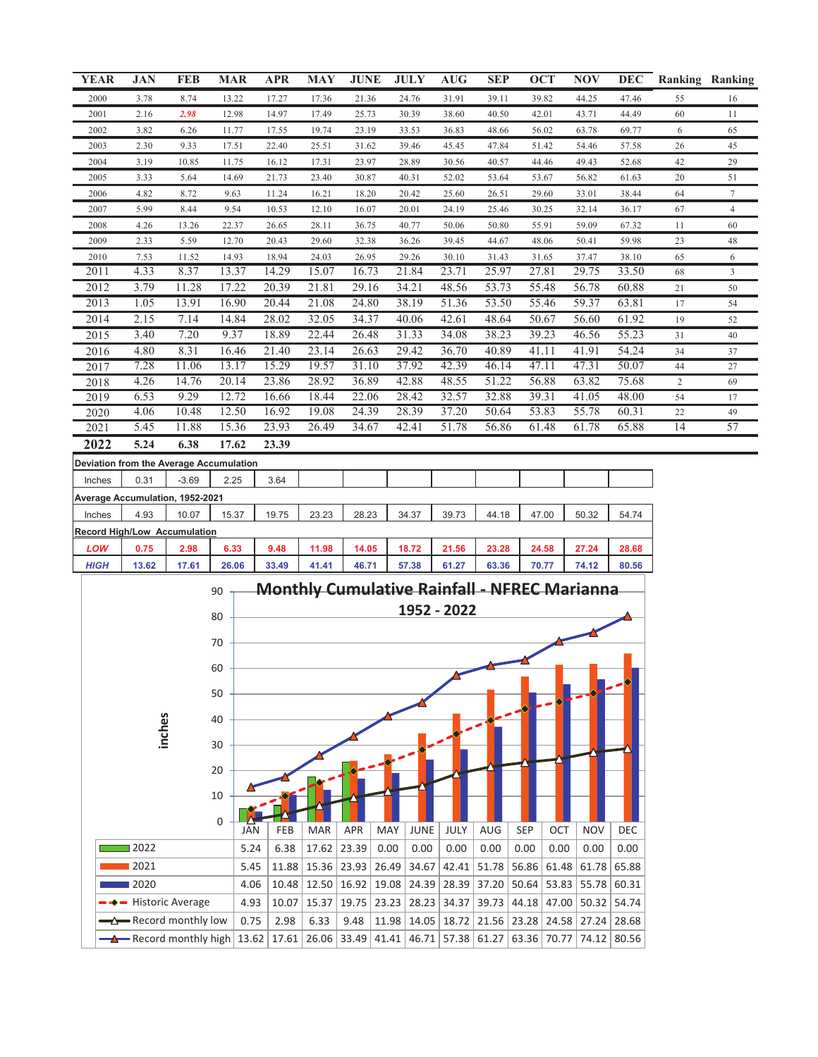| YEAR | JAN | FEB | MAR | APR | MAY | JUNE | JULY | AUG | SEP | OCT | NOV | DEC | Ranking | Ranking |
|---|---|---|---|---|---|---|---|---|---|---|---|---|---|---|
| 2000 | 3.78 | 8.74 | 13.22 | 17.27 | 17.36 | 21.36 | 24.76 | 31.91 | 39.11 | 39.82 | 44.25 | 47.46 | 55 | 16 |
| 2001 | 2.16 | ***2.98*** | 12.98 | 14.97 | 17.49 | 25.73 | 30.39 | 38.60 | 40.50 | 42.01 | 43.71 | 44.49 | 60 | 11 |
| 2002 | 3.82 | 6.26 | 11.77 | 17.55 | 19.74 | 23.19 | 33.53 | 36.83 | 48.66 | 56.02 | 63.78 | 69.77 | 6 | 65 |
| 2003 | 2.30 | 9.33 | 17.51 | 22.40 | 25.51 | 31.62 | 39.46 | 45.45 | 47.84 | 51.42 | 54.46 | 57.58 | 26 | 45 |
| 2004 | 3.19 | 10.85 | 11.75 | 16.12 | 17.31 | 23.97 | 28.89 | 30.56 | 40.57 | 44.46 | 49.43 | 52.68 | 42 | 29 |
| 2005 | 3.33 | 5.64 | 14.69 | 21.73 | 23.40 | 30.87 | 40.31 | 52.02 | 53.64 | 53.67 | 56.82 | 61.63 | 20 | 51 |
| 2006 | 4.82 | 8.72 | 9.63 | 11.24 | 16.21 | 18.20 | 20.42 | 25.60 | 26.51 | 29.60 | 33.01 | 38.44 | 64 | 7 |
| 2007 | 5.99 | 8.44 | 9.54 | 10.53 | 12.10 | 16.07 | 20.01 | 24.19 | 25.46 | 30.25 | 32.14 | 36.17 | 67 | 4 |
| 2008 | 4.26 | 13.26 | 22.37 | 26.65 | 28.11 | 36.75 | 40.77 | 50.06 | 50.80 | 55.91 | 59.09 | 67.32 | 11 | 60 |
| 2009 | 2.33 | 5.59 | 12.70 | 20.43 | 29.60 | 32.38 | 36.26 | 39.45 | 44.67 | 48.06 | 50.41 | 59.98 | 23 | 48 |
| 2010 | 7.53 | 11.52 | 14.93 | 18.94 | 24.03 | 26.95 | 29.26 | 30.10 | 31.43 | 31.65 | 37.47 | 38.10 | 65 | 6 |
| 2011 | 4.33 | 8.37 | 13.37 | 14.29 | 15.07 | 16.73 | 21.84 | 23.71 | 25.97 | 27.81 | 29.75 | 33.50 | 68 | 3 |
| 2012 | 3.79 | 11.28 | 17.22 | 20.39 | 21.81 | 29.16 | 34.21 | 48.56 | 53.73 | 55.48 | 56.78 | 60.88 | 21 | 50 |
| 2013 | 1.05 | 13.91 | 16.90 | 20.44 | 21.08 | 24.80 | 38.19 | 51.36 | 53.50 | 55.46 | 59.37 | 63.81 | 17 | 54 |
| 2014 | 2.15 | 7.14 | 14.84 | 28.02 | 32.05 | 34.37 | 40.06 | 42.61 | 48.64 | 50.67 | 56.60 | 61.92 | 19 | 52 |
| 2015 | 3.40 | 7.20 | 9.37 | 18.89 | 22.44 | 26.48 | 31.33 | 34.08 | 38.23 | 39.23 | 46.56 | 55.23 | 31 | 40 |
| 2016 | 4.80 | 8.31 | 16.46 | 21.40 | 23.14 | 26.63 | 29.42 | 36.70 | 40.89 | 41.11 | 41.91 | 54.24 | 34 | 37 |
| 2017 | 7.28 | 11.06 | 13.17 | 15.29 | 19.57 | 31.10 | 37.92 | 42.39 | 46.14 | 47.11 | 47.31 | 50.07 | 44 | 27 |
| 2018 | 4.26 | 14.76 | 20.14 | 23.86 | 28.92 | 36.89 | 42.88 | 48.55 | 51.22 | 56.88 | 63.82 | 75.68 | 2 | 69 |
| 2019 | 6.53 | 9.29 | 12.72 | 16.66 | 18.44 | 22.06 | 28.42 | 32.57 | 32.88 | 39.31 | 41.05 | 48.00 | 54 | 17 |
| 2020 | 4.06 | 10.48 | 12.50 | 16.92 | 19.08 | 24.39 | 28.39 | 37.20 | 50.64 | 53.83 | 55.78 | 60.31 | 22 | 49 |
| 2021 | 5.45 | 11.88 | 15.36 | 23.93 | 26.49 | 34.67 | 42.41 | 51.78 | 56.86 | 61.48 | 61.78 | 65.88 | 14 | 57 |
| **2022** | **5.24** | **6.38** | **17.62** | **23.39** | | | | | | | | | | |

**Deviation from the Average Accumulation**

| | JAN | FEB | MAR | APR | MAY | JUNE | JULY | AUG | SEP | OCT | NOV | DEC |
|---|---|---|---|---|---|---|---|---|---|---|---|---|
| Inches | 0.31 | -3.69 | 2.25 | 3.64 | | | | | | | | |

**Average Accumulation, 1952-2021**

| | JAN | FEB | MAR | APR | MAY | JUNE | JULY | AUG | SEP | OCT | NOV | DEC |
|---|---|---|---|---|---|---|---|---|---|---|---|---|
| Inches | 4.93 | 10.07 | 15.37 | 19.75 | 23.23 | 28.23 | 34.37 | 39.73 | 44.18 | 47.00 | 50.32 | 54.74 |

**Record High/Low Accumulation**

| | JAN | FEB | MAR | APR | MAY | JUNE | JULY | AUG | SEP | OCT | NOV | DEC |
|---|---|---|---|---|---|---|---|---|---|---|---|---|
| ***LOW*** | 0.75 | 2.98 | 6.33 | 9.48 | 11.98 | 14.05 | 18.72 | 21.56 | 23.28 | 24.58 | 27.24 | 28.68 |
| ***HIGH*** | 13.62 | 17.61 | 26.06 | 33.49 | 41.41 | 46.71 | 57.38 | 61.27 | 63.36 | 70.77 | 74.12 | 80.56 |

**Monthly Cumulative Rainfall - NFREC Marianna**

**1952 - 2022**

| | JAN | FEB | MAR | APR | MAY | JUNE | JULY | AUG | SEP | OCT | NOV | DEC |
|---|---|---|---|---|---|---|---|---|---|---|---|---|
| 2022 | 5.24 | 6.38 | 17.62 | 23.39 | 0.00 | 0.00 | 0.00 | 0.00 | 0.00 | 0.00 | 0.00 | 0.00 |
| 2021 | 5.45 | 11.88 | 15.36 | 23.93 | 26.49 | 34.67 | 42.41 | 51.78 | 56.86 | 61.48 | 61.78 | 65.88 |
| 2020 | 4.06 | 10.48 | 12.50 | 16.92 | 19.08 | 24.39 | 28.39 | 37.20 | 50.64 | 53.83 | 55.78 | 60.31 |
| Historic Average | 4.93 | 10.07 | 15.37 | 19.75 | 23.23 | 28.23 | 34.37 | 39.73 | 44.18 | 47.00 | 50.32 | 54.74 |
| Record monthly low | 0.75 | 2.98 | 6.33 | 9.48 | 11.98 | 14.05 | 18.72 | 21.56 | 23.28 | 24.58 | 27.24 | 28.68 |
| Record monthly high | 13.62 | 17.61 | 26.06 | 33.49 | 41.41 | 46.71 | 57.38 | 61.27 | 63.36 | 70.77 | 74.12 | 80.56 |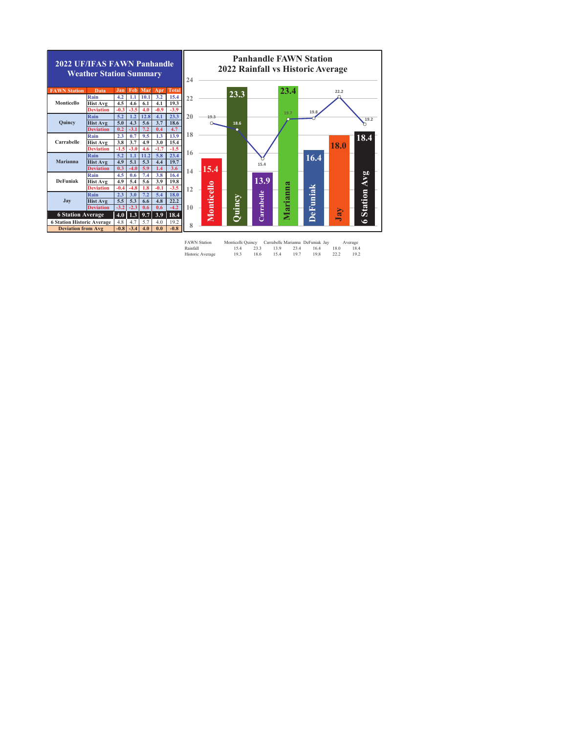## 2022 UF/IFAS FAWN Panhandle Weather Station Summary

| FAWN Station | Data | Jan | Feb | Mar | Apr | Total |
|---|---|---|---|---|---|---|
| Monticello | Rain | 4.2 | 1.1 | 10.1 | 3.2 | 15.4 |
| | Hist Avg | 4.5 | 4.6 | 6.1 | 4.1 | 19.3 |
| | Deviation | -0.3 | -3.5 | 4.0 | -0.9 | -3.9 |
| Quincy | Rain | 5.2 | 1.2 | 12.8 | 4.1 | 23.3 |
| | Hist Avg | 5.0 | 4.3 | 5.6 | 3.7 | 18.6 |
| | Deviation | 0.2 | -3.1 | 7.2 | 0.4 | 4.7 |
| Carrabelle | Rain | 2.3 | 0.7 | 9.5 | 1.3 | 13.9 |
| | Hist Avg | 3.8 | 3.7 | 4.9 | 3.0 | 15.4 |
| | Deviation | -1.5 | -3.0 | 4.6 | -1.7 | -1.5 |
| Marianna | Rain | 5.2 | 1.1 | 11.2 | 5.8 | 23.4 |
| | Hist Avg | 4.9 | 5.1 | 5.3 | 4.4 | 19.7 |
| | Deviation | 0.3 | -4.0 | 5.9 | 1.4 | 3.6 |
| DeFuniak | Rain | 4.5 | 0.6 | 7.4 | 3.8 | 16.4 |
| | Hist Avg | 4.9 | 5.4 | 5.6 | 3.9 | 19.8 |
| | Deviation | -0.4 | -4.8 | 1.8 | -0.1 | -3.5 |
| Jay | Rain | 2.3 | 3.0 | 7.2 | 5.4 | 18.0 |
| | Hist Avg | 5.5 | 5.3 | 6.6 | 4.8 | 22.2 |
| | Deviation | -3.2 | -2.3 | 0.6 | 0.6 | -4.2 |
| 6 Station Average | | 4.0 | 1.3 | 9.7 | 3.9 | 18.4 |
| 6 Station Historic Average | | 4.8 | 4.7 | 5.7 | 4.0 | 19.2 |
| Deviation from Avg | | -0.8 | -3.4 | 4.0 | 0.0 | -0.8 |

## Panhandle FAWN Station 2022 Rainfall vs Historic Average

24
22
20
18
16
14
12
10
8

Monticello 15.4
Quincy 23.3
Carrabelle 13.9
Marianna 23.4
DeFuniak 16.4
Jay 18.0
6 Station Avg 18.4

19.3
18.6
15.4
19.7
19.8
22.2
19.2

| FAWN Station | Monticello | Quincy | Carrabelle | Marianna | DeFuniak | Jay | Average |
|---|---|---|---|---|---|---|---|
| Rainfall | 15.4 | 23.3 | 13.9 | 23.4 | 16.4 | 18.0 | 18.4 |
| Historic Average | 19.3 | 18.6 | 15.4 | 19.7 | 19.8 | 22.2 | 19.2 |